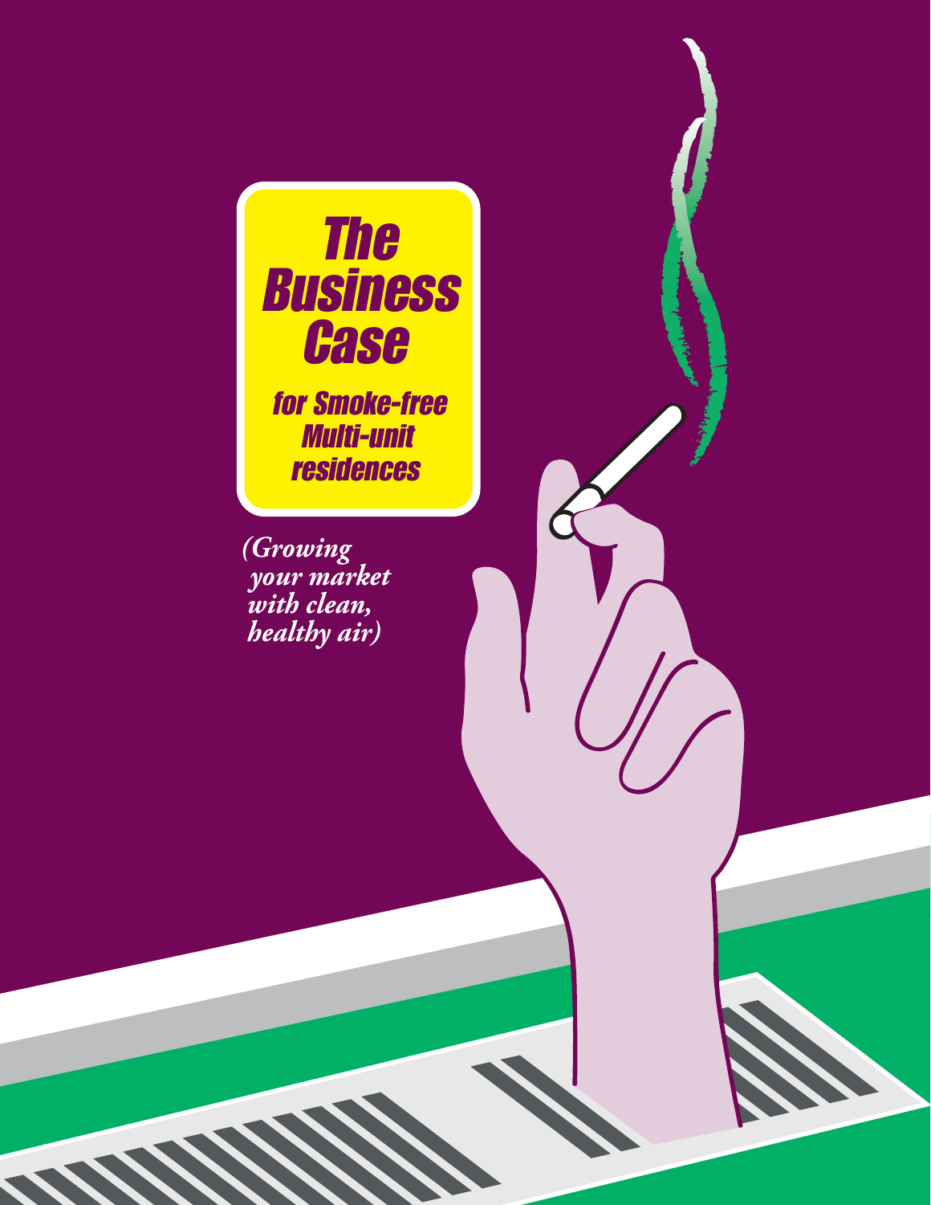# The Business Case

## for Smoke-free Multi-unit residences

*(Growing your market with clean, healthy air)*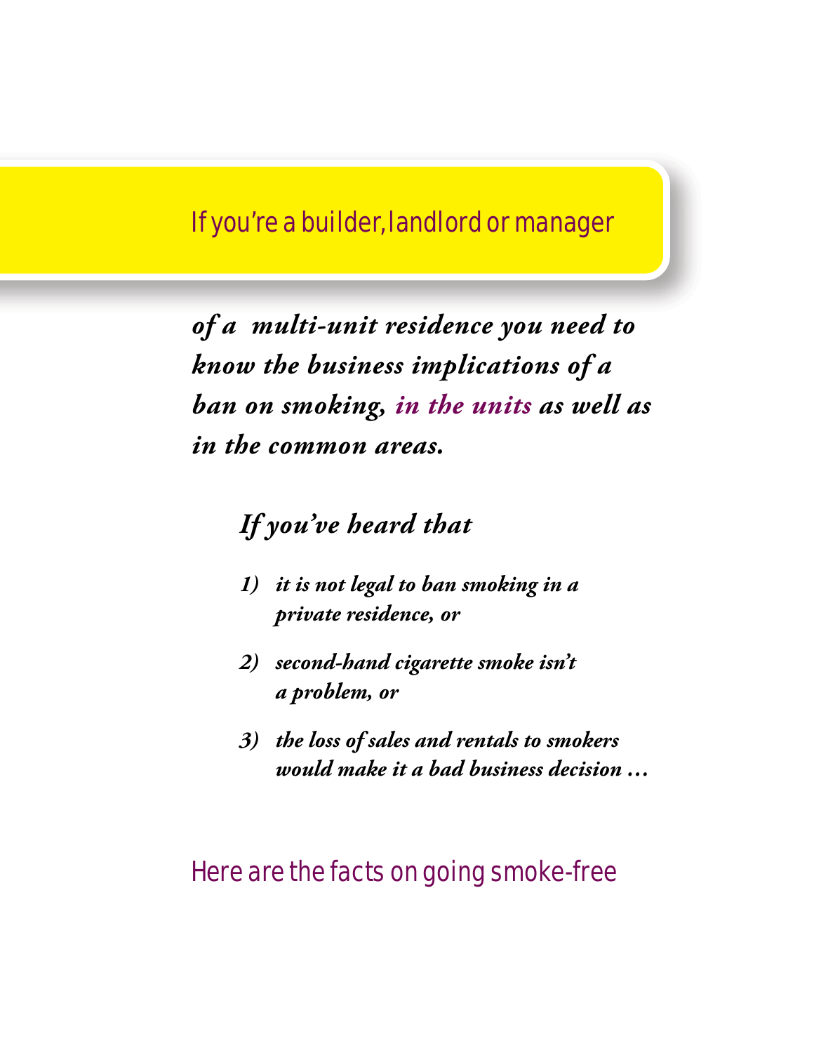## If you're a builder, landlord or manager

***of a multi-unit residence you need to know the business implications of a ban on smoking, in the units as well as in the common areas.***

### *If you've heard that*

1) ***it is not legal to ban smoking in a private residence, or***

2) ***second-hand cigarette smoke isn't a problem, or***

3) ***the loss of sales and rentals to smokers would make it a bad business decision ...***

## Here are the facts on going smoke-free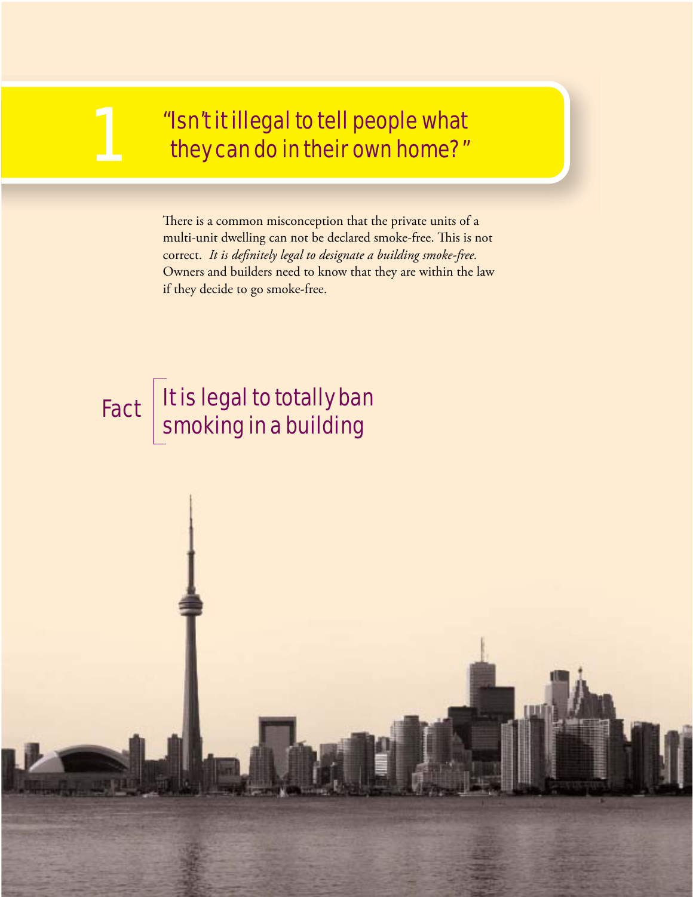# 1 "Isn't it illegal to tell people what they can do in their own home?"

There is a common misconception that the private units of a multi-unit dwelling can not be declared smoke-free. This is not correct. *It is definitely legal to designate a building smoke-free.* Owners and builders need to know that they are within the law if they decide to go smoke-free.

**Fact** It is legal to totally ban smoking in a building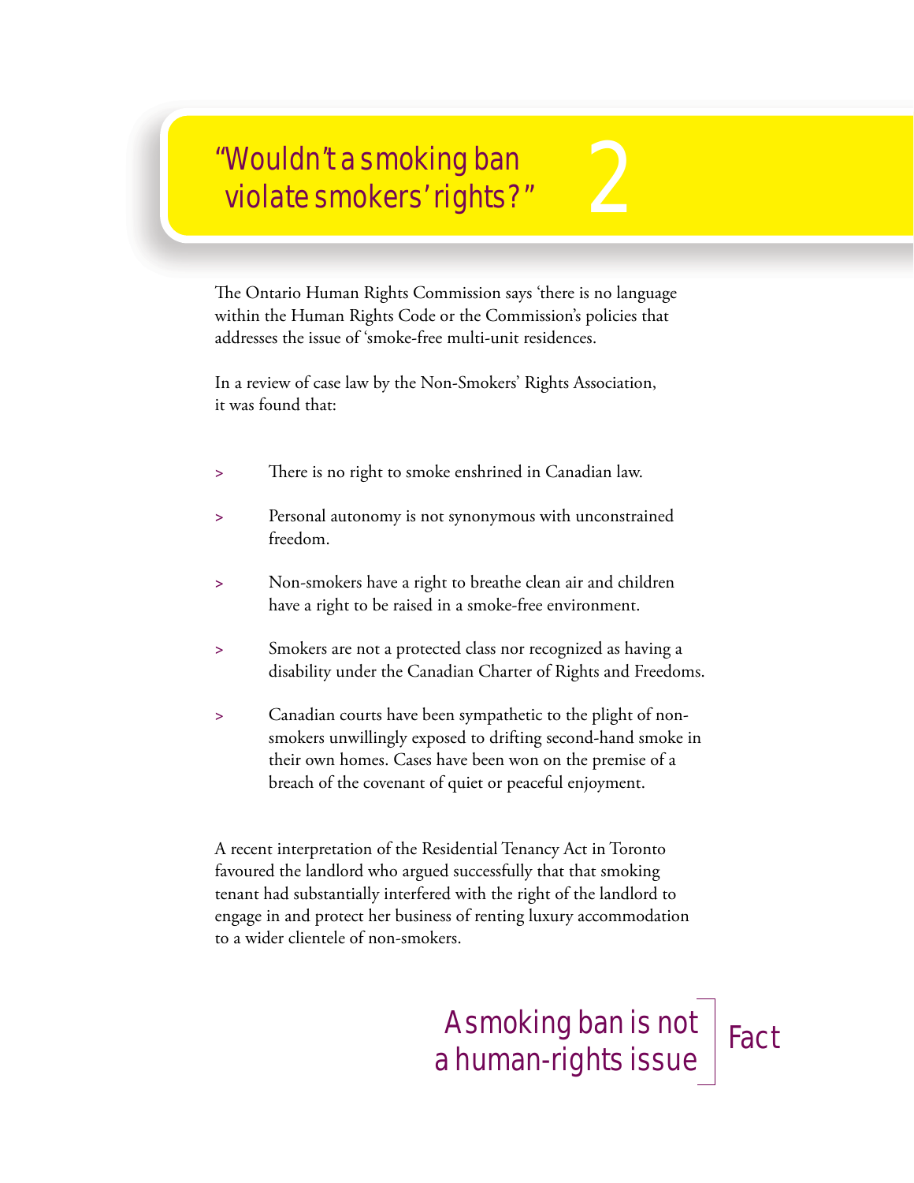# "Wouldn't a smoking ban violate smokers' rights?" 2

The Ontario Human Rights Commission says 'there is no language within the Human Rights Code or the Commission's policies that addresses the issue of 'smoke-free multi-unit residences.

In a review of case law by the Non-Smokers' Rights Association, it was found that:

> There is no right to smoke enshrined in Canadian law.

> Personal autonomy is not synonymous with unconstrained freedom.

> Non-smokers have a right to breathe clean air and children have a right to be raised in a smoke-free environment.

> Smokers are not a protected class nor recognized as having a disability under the Canadian Charter of Rights and Freedoms.

> Canadian courts have been sympathetic to the plight of non-smokers unwillingly exposed to drifting second-hand smoke in their own homes. Cases have been won on the premise of a breach of the covenant of quiet or peaceful enjoyment.

A recent interpretation of the Residential Tenancy Act in Toronto favoured the landlord who argued successfully that that smoking tenant had substantially interfered with the right of the landlord to engage in and protect her business of renting luxury accommodation to a wider clientele of non-smokers.

**A smoking ban is not a human-rights issue | Fact**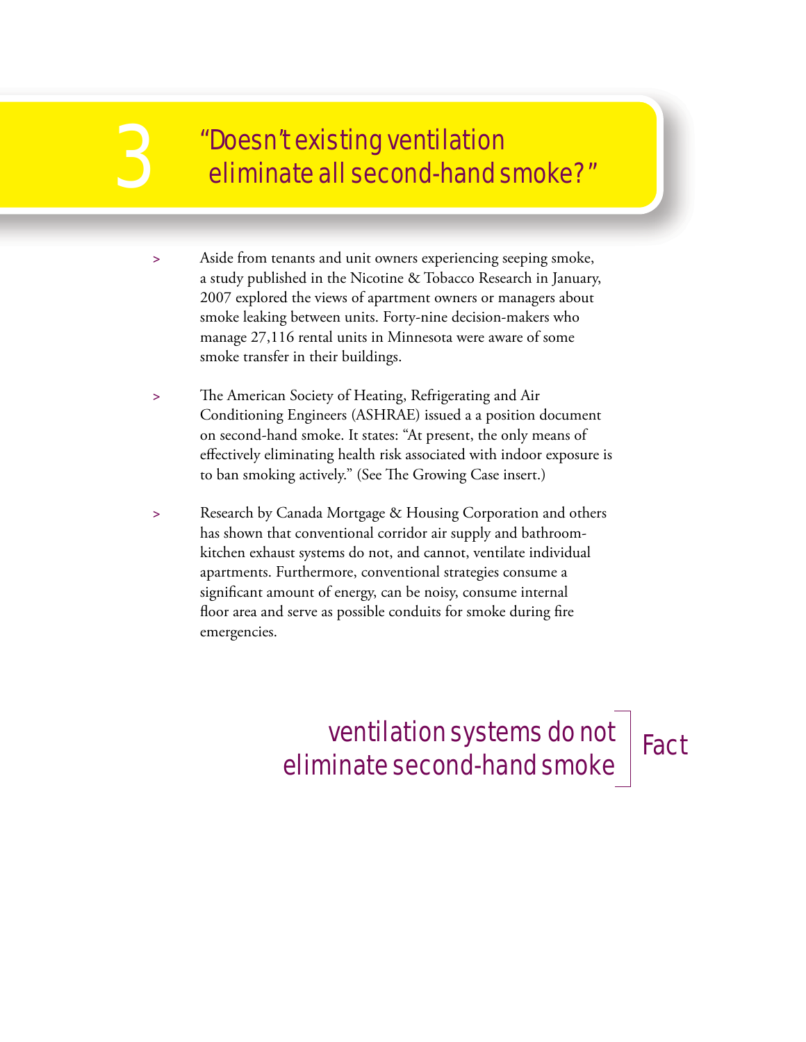# 3 "Doesn't existing ventilation eliminate all second-hand smoke?"

> Aside from tenants and unit owners experiencing seeping smoke, a study published in the Nicotine & Tobacco Research in January, 2007 explored the views of apartment owners or managers about smoke leaking between units. Forty-nine decision-makers who manage 27,116 rental units in Minnesota were aware of some smoke transfer in their buildings.

> The American Society of Heating, Refrigerating and Air Conditioning Engineers (ASHRAE) issued a a position document on second-hand smoke. It states: "At present, the only means of effectively eliminating health risk associated with indoor exposure is to ban smoking actively." (See The Growing Case insert.)

> Research by Canada Mortgage & Housing Corporation and others has shown that conventional corridor air supply and bathroom-kitchen exhaust systems do not, and cannot, ventilate individual apartments. Furthermore, conventional strategies consume a significant amount of energy, can be noisy, consume internal floor area and serve as possible conduits for smoke during fire emergencies.

## ventilation systems do not eliminate second-hand smoke | Fact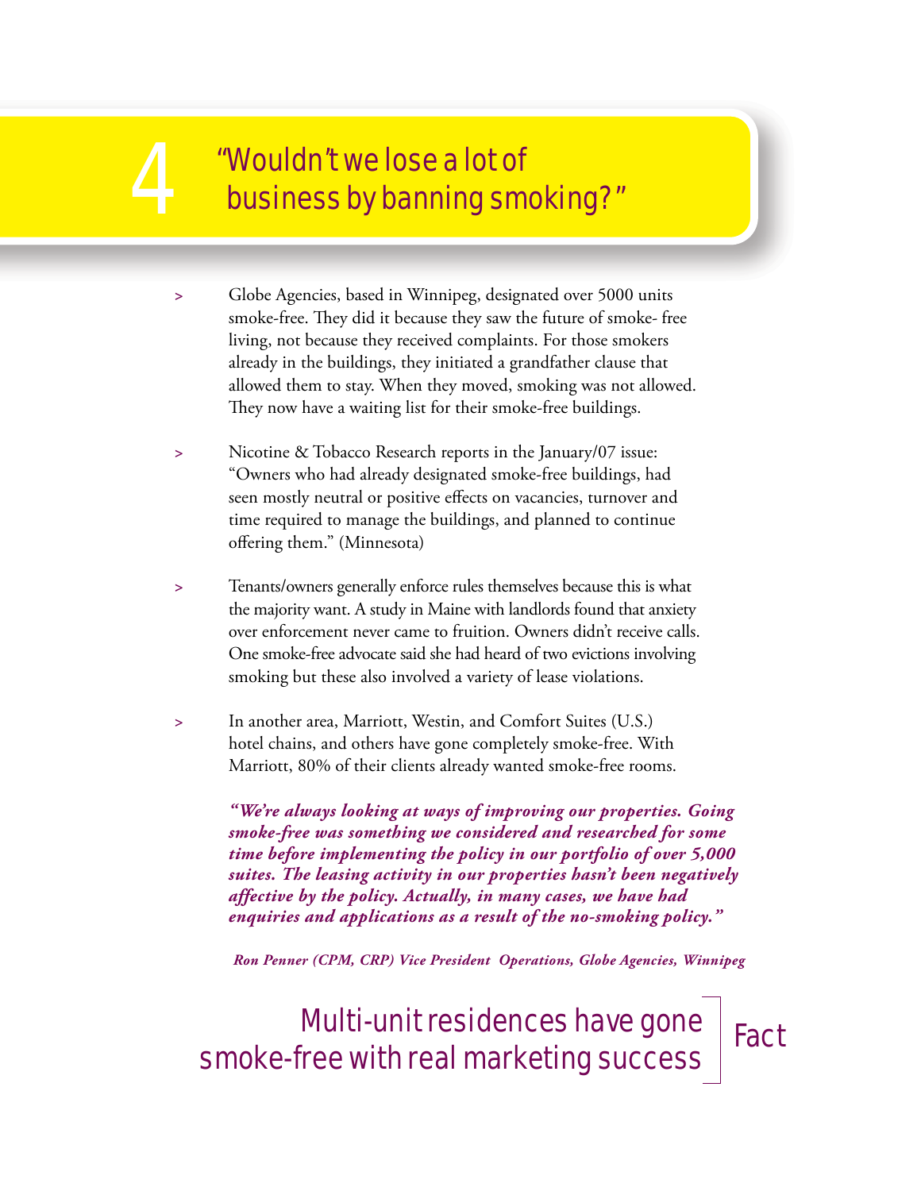# 4 "Wouldn't we lose a lot of business by banning smoking?"

> Globe Agencies, based in Winnipeg, designated over 5000 units smoke-free. They did it because they saw the future of smoke- free living, not because they received complaints. For those smokers already in the buildings, they initiated a grandfather clause that allowed them to stay. When they moved, smoking was not allowed. They now have a waiting list for their smoke-free buildings.

> Nicotine & Tobacco Research reports in the January/07 issue: "Owners who had already designated smoke-free buildings, had seen mostly neutral or positive effects on vacancies, turnover and time required to manage the buildings, and planned to continue offering them." (Minnesota)

> Tenants/owners generally enforce rules themselves because this is what the majority want. A study in Maine with landlords found that anxiety over enforcement never came to fruition. Owners didn't receive calls. One smoke-free advocate said she had heard of two evictions involving smoking but these also involved a variety of lease violations.

> In another area, Marriott, Westin, and Comfort Suites (U.S.) hotel chains, and others have gone completely smoke-free. With Marriott, 80% of their clients already wanted smoke-free rooms.

***"We're always looking at ways of improving our properties. Going smoke-free was something we considered and researched for some time before implementing the policy in our portfolio of over 5,000 suites. The leasing activity in our properties hasn't been negatively affective by the policy. Actually, in many cases, we have had enquiries and applications as a result of the no-smoking policy."***

***Ron Penner (CPM, CRP) Vice President Operations, Globe Agencies, Winnipeg***

Multi-unit residences have gone smoke-free with real marketing success | Fact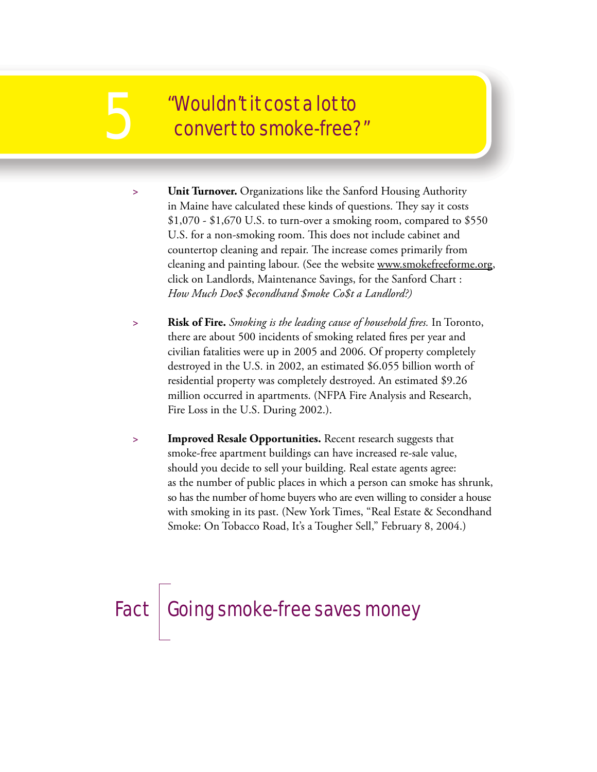# 5 "Wouldn't it cost a lot to convert to smoke-free?"

- **Unit Turnover.** Organizations like the Sanford Housing Authority in Maine have calculated these kinds of questions. They say it costs $1,070 - $1,670 U.S. to turn-over a smoking room, compared to $550 U.S. for a non-smoking room. This does not include cabinet and countertop cleaning and repair. The increase comes primarily from cleaning and painting labour. (See the website www.smokefreeforme.org, click on Landlords, Maintenance Savings, for the Sanford Chart : *How Much Doe$ $econdhand $moke Co$t a Landlord?)*

- **Risk of Fire.** *Smoking is the leading cause of household fires.* In Toronto, there are about 500 incidents of smoking related fires per year and civilian fatalities were up in 2005 and 2006. Of property completely destroyed in the U.S. in 2002, an estimated $6.055 billion worth of residential property was completely destroyed. An estimated $9.26 million occurred in apartments. (NFPA Fire Analysis and Research, Fire Loss in the U.S. During 2002.).

- **Improved Resale Opportunities.** Recent research suggests that smoke-free apartment buildings can have increased re-sale value, should you decide to sell your building. Real estate agents agree: as the number of public places in which a person can smoke has shrunk, so has the number of home buyers who are even willing to consider a house with smoking in its past. (New York Times, "Real Estate & Secondhand Smoke: On Tobacco Road, It's a Tougher Sell," February 8, 2004.)

## Fact | Going smoke-free saves money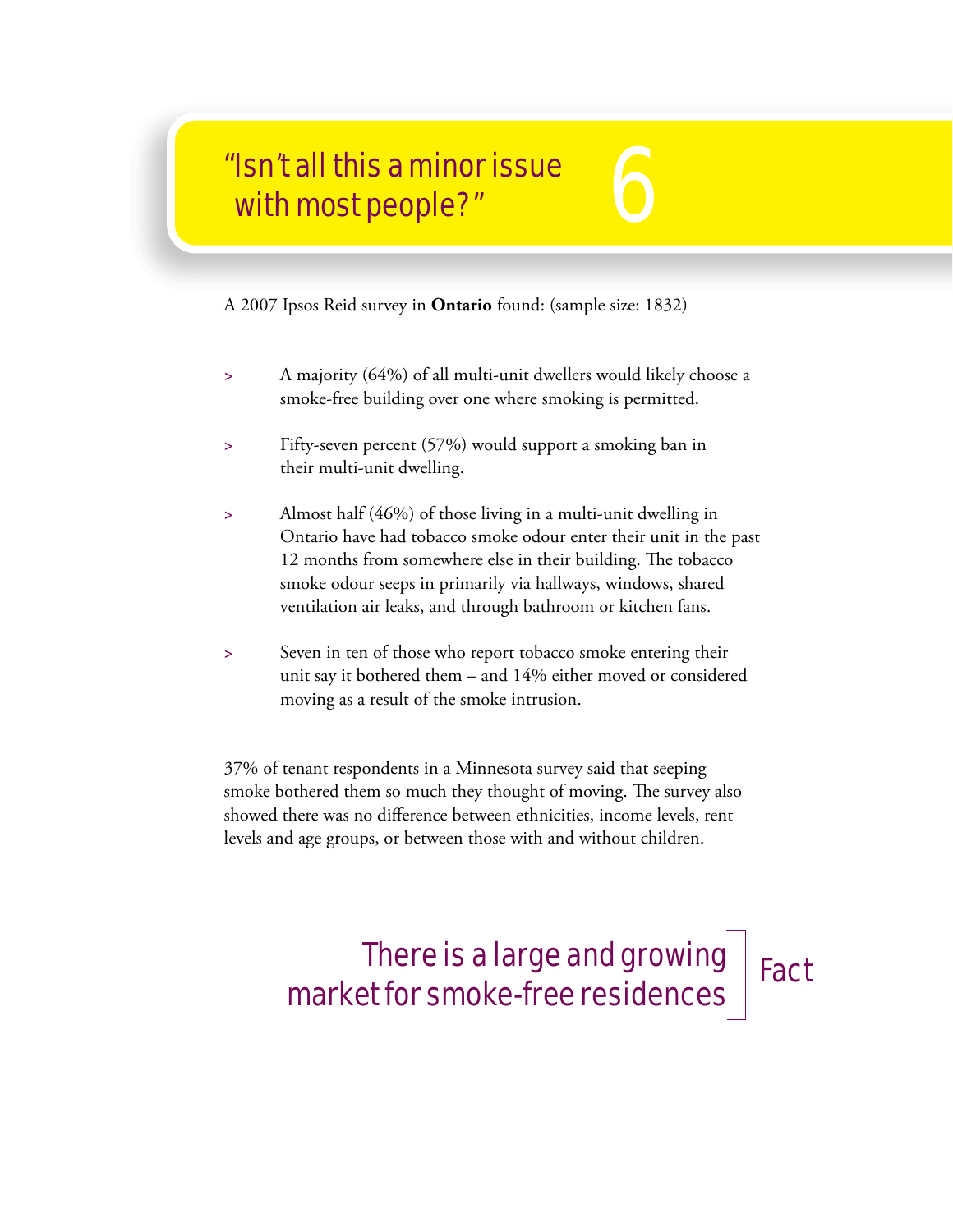# "Isn't all this a minor issue with most people?" 6

A 2007 Ipsos Reid survey in **Ontario** found: (sample size: 1832)

> A majority (64%) of all multi-unit dwellers would likely choose a smoke-free building over one where smoking is permitted.

> Fifty-seven percent (57%) would support a smoking ban in their multi-unit dwelling.

> Almost half (46%) of those living in a multi-unit dwelling in Ontario have had tobacco smoke odour enter their unit in the past 12 months from somewhere else in their building. The tobacco smoke odour seeps in primarily via hallways, windows, shared ventilation air leaks, and through bathroom or kitchen fans.

> Seven in ten of those who report tobacco smoke entering their unit say it bothered them – and 14% either moved or considered moving as a result of the smoke intrusion.

37% of tenant respondents in a Minnesota survey said that seeping smoke bothered them so much they thought of moving. The survey also showed there was no difference between ethnicities, income levels, rent levels and age groups, or between those with and without children.

## There is a large and growing market for smoke-free residences | Fact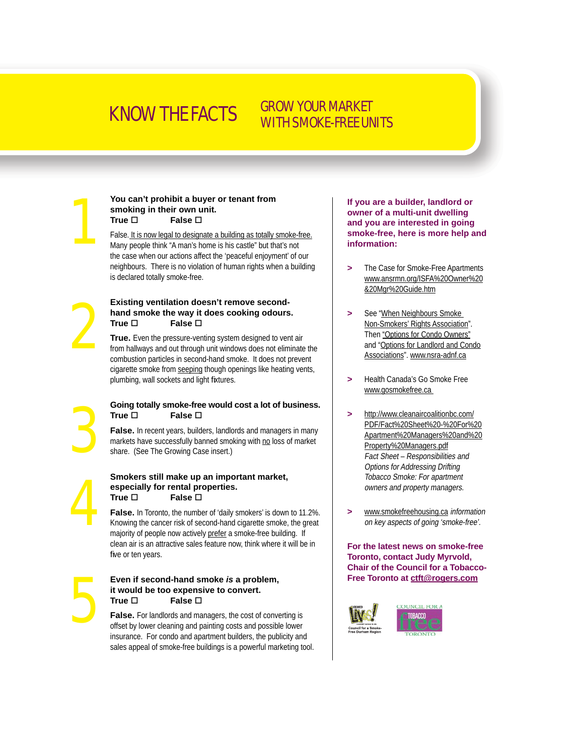# KNOW THE FACTS

## GROW YOUR MARKET WITH SMOKE-FREE UNITS

1

**You can't prohibit a buyer or tenant from smoking in their own unit.**
**True ☐ False ☐**

False. It is now legal to designate a building as totally smoke-free. Many people think "A man's home is his castle" but that's not the case when our actions affect the 'peaceful enjoyment' of our neighbours. There is no violation of human rights when a building is declared totally smoke-free.

2

**Existing ventilation doesn't remove second-hand smoke the way it does cooking odours.**
**True ☐ False ☐**

**True.** Even the pressure-venting system designed to vent air from hallways and out through unit windows does not eliminate the combustion particles in second-hand smoke. It does not prevent cigarette smoke from seeping though openings like heating vents, plumbing, wall sockets and light fixtures.

3

**Going totally smoke-free would cost a lot of business.**
**True ☐ False ☐**

**False.** In recent years, builders, landlords and managers in many markets have successfully banned smoking with no loss of market share. (See The Growing Case insert.)

4

**Smokers still make up an important market, especially for rental properties.**
**True ☐ False ☐**

**False.** In Toronto, the number of 'daily smokers' is down to 11.2%. Knowing the cancer risk of second-hand cigarette smoke, the great majority of people now actively prefer a smoke-free building. If clean air is an attractive sales feature now, think where it will be in five or ten years.

5

**Even if second-hand smoke *is* a problem, it would be too expensive to convert.**
**True ☐ False ☐**

**False.** For landlords and managers, the cost of converting is offset by lower cleaning and painting costs and possible lower insurance. For condo and apartment builders, the publicity and sales appeal of smoke-free buildings is a powerful marketing tool.

**If you are a builder, landlord or owner of a multi-unit dwelling and you are interested in going smoke-free, here is more help and information:**

> The Case for Smoke-Free Apartments www.ansrmn.org/ISFA%20Owner%20&20Mgr%20Guide.htm

> See "When Neighbours Smoke Non-Smokers' Rights Association". Then "Options for Condo Owners" and "Options for Landlord and Condo Associations". www.nsra-adnf.ca

> Health Canada's Go Smoke Free www.gosmokefree.ca

> http://www.cleanaircoalitionbc.com/PDF/Fact%20Sheet%20-%20For%20Apartment%20Managers%20and%20Property%20Managers.pdf *Fact Sheet – Responsibilities and Options for Addressing Drifting Tobacco Smoke: For apartment owners and property managers.*

> www.smokefreehousing.ca *information on key aspects of going 'smoke-free'.*

**For the latest news on smoke-free Toronto, contact Judy Myrvold, Chair of the Council for a Tobacco-Free Toronto at ctft@rogers.com**

Council for a Smoke-Free Durham Region

COUNCIL FOR A TOBACCO free TORONTO